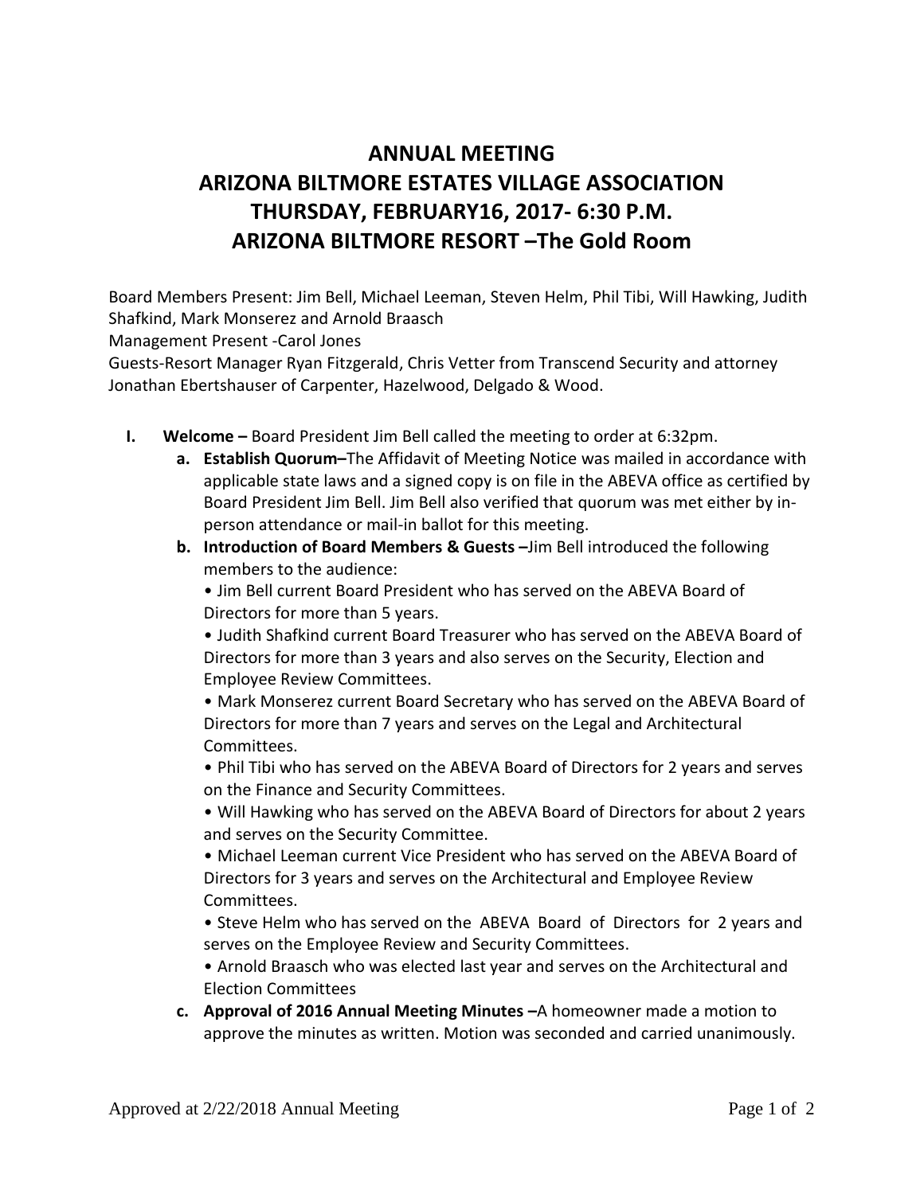# ANNUAL MEETING
# ARIZONA BILTMORE ESTATES VILLAGE ASSOCIATION
# THURSDAY, FEBRUARY16, 2017- 6:30 P.M.
# ARIZONA BILTMORE RESORT –The Gold Room

Board Members Present: Jim Bell, Michael Leeman, Steven Helm, Phil Tibi, Will Hawking, Judith Shafkind, Mark Monserez and Arnold Braasch
Management Present -Carol Jones
Guests-Resort Manager Ryan Fitzgerald, Chris Vetter from Transcend Security and attorney Jonathan Ebertshauser of Carpenter, Hazelwood, Delgado & Wood.

I. **Welcome –** Board President Jim Bell called the meeting to order at 6:32pm.
   a. **Establish Quorum–**The Affidavit of Meeting Notice was mailed in accordance with applicable state laws and a signed copy is on file in the ABEVA office as certified by Board President Jim Bell. Jim Bell also verified that quorum was met either by in-person attendance or mail-in ballot for this meeting.
   b. **Introduction of Board Members & Guests –**Jim Bell introduced the following members to the audience:
      - Jim Bell current Board President who has served on the ABEVA Board of Directors for more than 5 years.
      - Judith Shafkind current Board Treasurer who has served on the ABEVA Board of Directors for more than 3 years and also serves on the Security, Election and Employee Review Committees.
      - Mark Monserez current Board Secretary who has served on the ABEVA Board of Directors for more than 7 years and serves on the Legal and Architectural Committees.
      - Phil Tibi who has served on the ABEVA Board of Directors for 2 years and serves on the Finance and Security Committees.
      - Will Hawking who has served on the ABEVA Board of Directors for about 2 years and serves on the Security Committee.
      - Michael Leeman current Vice President who has served on the ABEVA Board of Directors for 3 years and serves on the Architectural and Employee Review Committees.
      - Steve Helm who has served on the ABEVA Board of Directors for 2 years and serves on the Employee Review and Security Committees.
      - Arnold Braasch who was elected last year and serves on the Architectural and Election Committees
   c. **Approval of 2016 Annual Meeting Minutes –**A homeowner made a motion to approve the minutes as written. Motion was seconded and carried unanimously.

Approved at 2/22/2018 Annual Meeting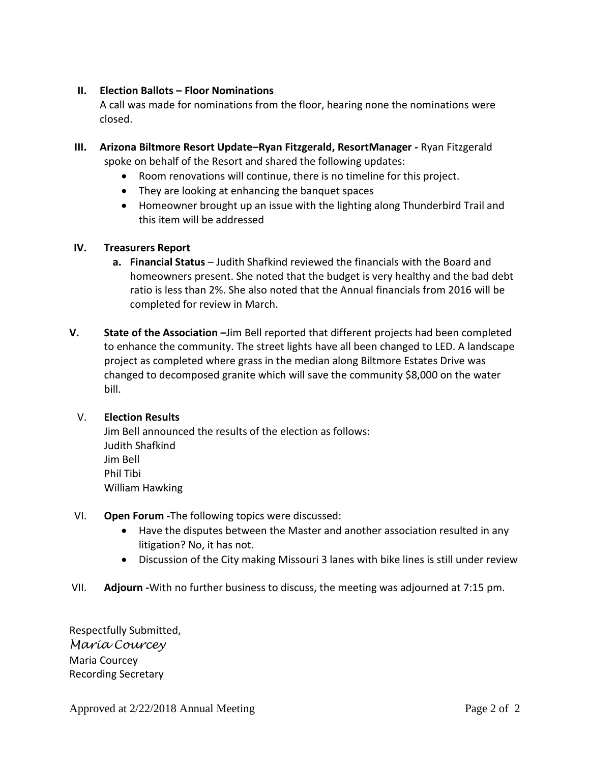## II. Election Ballots – Floor Nominations

A call was made for nominations from the floor, hearing none the nominations were closed.

## III. Arizona Biltmore Resort Update–Ryan Fitzgerald, ResortManager - 

Ryan Fitzgerald spoke on behalf of the Resort and shared the following updates:

- Room renovations will continue, there is no timeline for this project.
- They are looking at enhancing the banquet spaces
- Homeowner brought up an issue with the lighting along Thunderbird Trail and this item will be addressed

## IV. Treasurers Report

a. **Financial Status** – Judith Shafkind reviewed the financials with the Board and homeowners present. She noted that the budget is very healthy and the bad debt ratio is less than 2%. She also noted that the Annual financials from 2016 will be completed for review in March.

## V. State of the Association –

Jim Bell reported that different projects had been completed to enhance the community. The street lights have all been changed to LED. A landscape project as completed where grass in the median along Biltmore Estates Drive was changed to decomposed granite which will save the community $8,000 on the water bill.

## V. Election Results

Jim Bell announced the results of the election as follows:
Judith Shafkind
Jim Bell
Phil Tibi
William Hawking

## VI. Open Forum -

The following topics were discussed:

- Have the disputes between the Master and another association resulted in any litigation? No, it has not.
- Discussion of the City making Missouri 3 lanes with bike lines is still under review

## VII. Adjourn -

With no further business to discuss, the meeting was adjourned at 7:15 pm.

Respectfully Submitted,
*Maria Courcey*
Maria Courcey
Recording Secretary

Approved at 2/22/2018 Annual Meeting